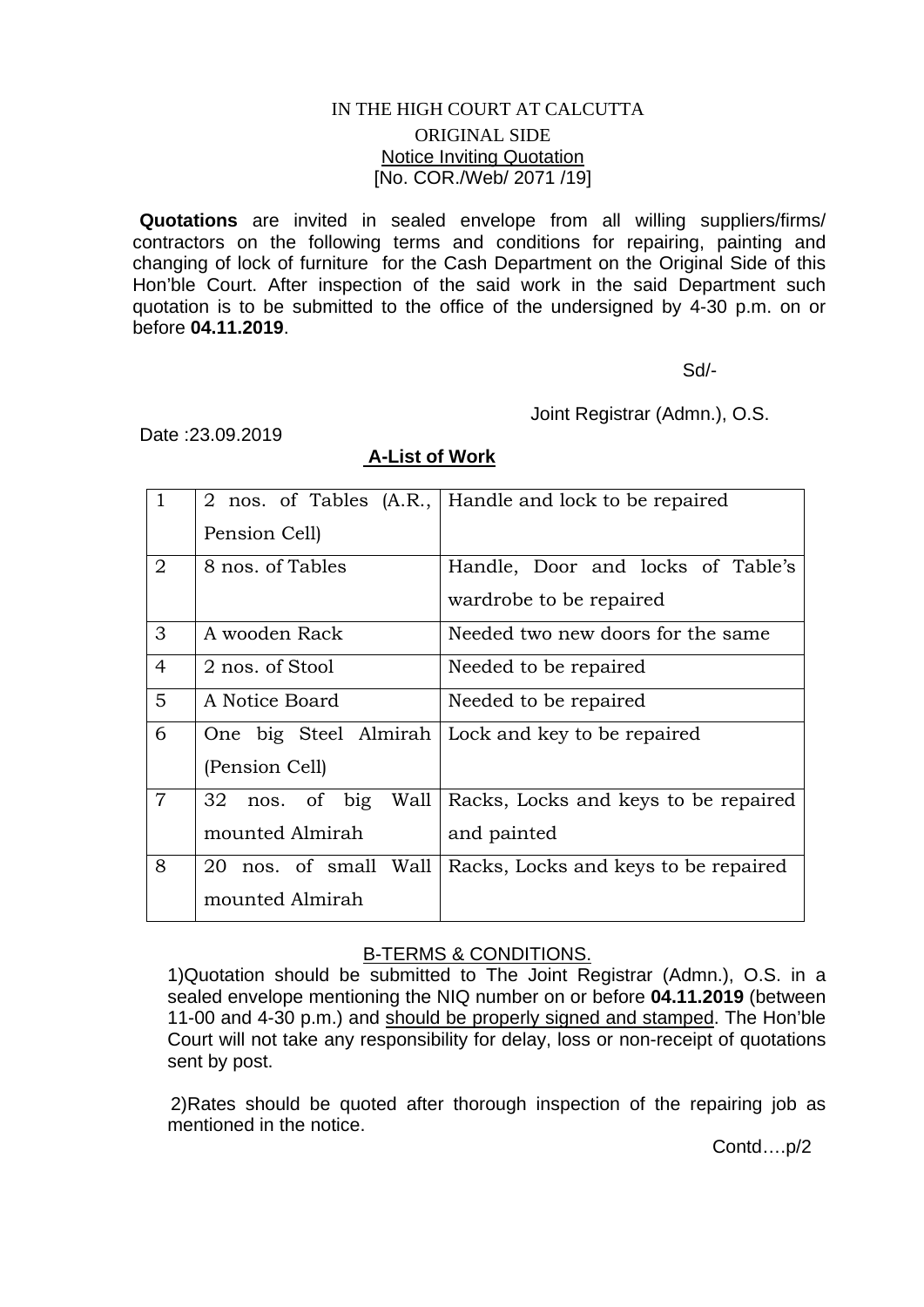IN THE HIGH COURT AT CALCUTTA

ORIGINAL SIDE

Notice Inviting Quotation

[No. COR./Web/ 2071 /19]

**Quotations** are invited in sealed envelope from all willing suppliers/firms/ contractors on the following terms and conditions for repairing, painting and changing of lock of furniture for the Cash Department on the Original Side of this Hon'ble Court. After inspection of the said work in the said Department such quotation is to be submitted to the office of the undersigned by 4-30 p.m. on or before **04.11.2019**.

Sd/-

Joint Registrar (Admn.), O.S.

Date :23.09.2019

**A-List of Work**

| | | |
|---|---|---|
| 1 | 2 nos. of Tables (A.R., Pension Cell) | Handle and lock to be repaired |
| 2 | 8 nos. of Tables | Handle, Door and locks of Table's wardrobe to be repaired |
| 3 | A wooden Rack | Needed two new doors for the same |
| 4 | 2 nos. of Stool | Needed to be repaired |
| 5 | A Notice Board | Needed to be repaired |
| 6 | One big Steel Almirah (Pension Cell) | Lock and key to be repaired |
| 7 | 32 nos. of big Wall mounted Almirah | Racks, Locks and keys to be repaired and painted |
| 8 | 20 nos. of small Wall mounted Almirah | Racks, Locks and keys to be repaired |

B-TERMS & CONDITIONS.

1)Quotation should be submitted to The Joint Registrar (Admn.), O.S. in a sealed envelope mentioning the NIQ number on or before **04.11.2019** (between 11-00 and 4-30 p.m.) and should be properly signed and stamped. The Hon'ble Court will not take any responsibility for delay, loss or non-receipt of quotations sent by post.

2)Rates should be quoted after thorough inspection of the repairing job as mentioned in the notice.

Contd….p/2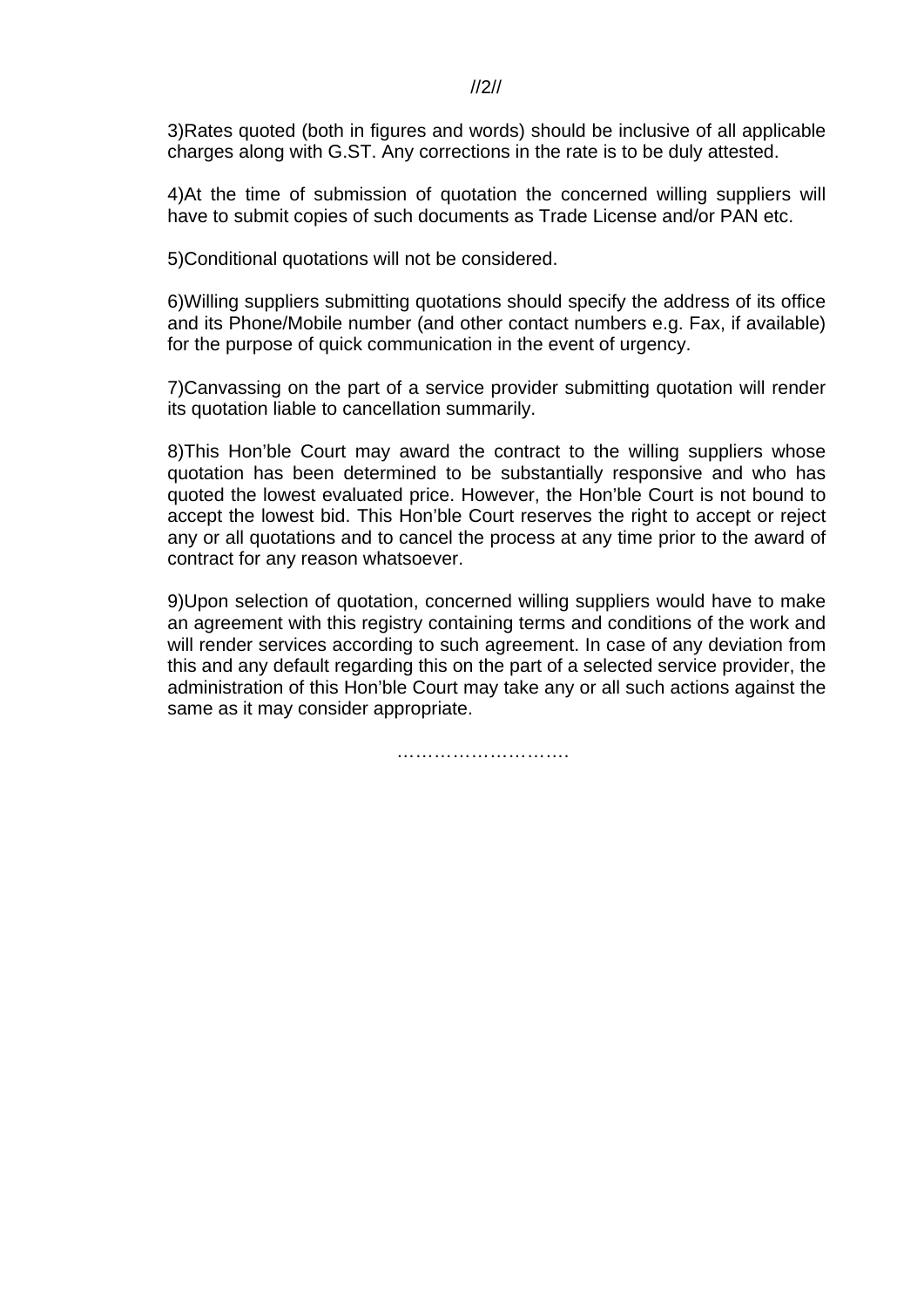3)Rates quoted (both in figures and words) should be inclusive of all applicable charges along with G.ST. Any corrections in the rate is to be duly attested.

4)At the time of submission of quotation the concerned willing suppliers will have to submit copies of such documents as Trade License and/or PAN etc.

5)Conditional quotations will not be considered.

6)Willing suppliers submitting quotations should specify the address of its office and its Phone/Mobile number (and other contact numbers e.g. Fax, if available) for the purpose of quick communication in the event of urgency.

7)Canvassing on the part of a service provider submitting quotation will render its quotation liable to cancellation summarily.

8)This Hon'ble Court may award the contract to the willing suppliers whose quotation has been determined to be substantially responsive and who has quoted the lowest evaluated price. However, the Hon'ble Court is not bound to accept the lowest bid. This Hon'ble Court reserves the right to accept or reject any or all quotations and to cancel the process at any time prior to the award of contract for any reason whatsoever.

9)Upon selection of quotation, concerned willing suppliers would have to make an agreement with this registry containing terms and conditions of the work and will render services according to such agreement. In case of any deviation from this and any default regarding this on the part of a selected service provider, the administration of this Hon'ble Court may take any or all such actions against the same as it may consider appropriate.

……………………….